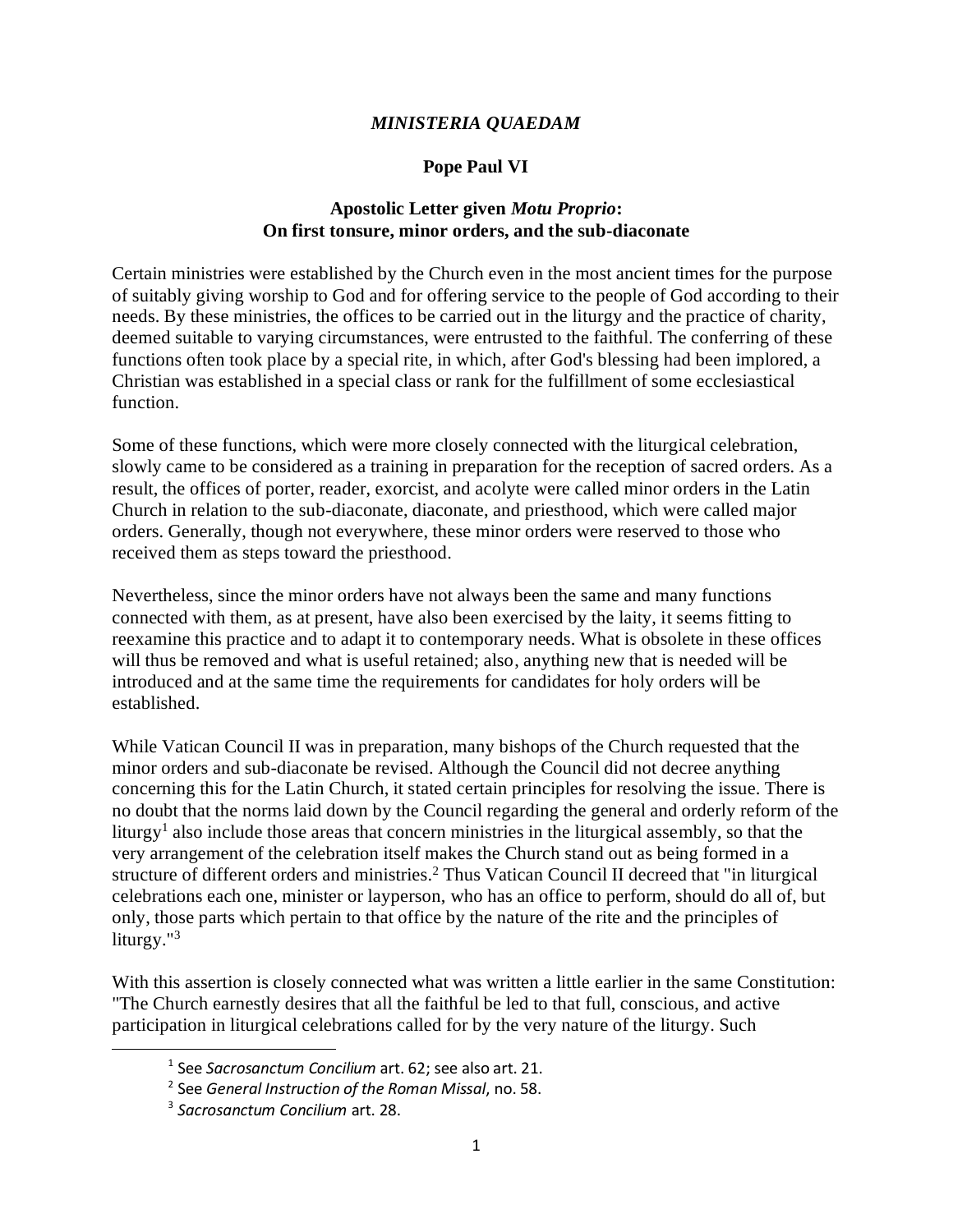# *MINISTERIA QUAEDAM*

## Pope Paul VI

### Apostolic Letter given *Motu Proprio*: On first tonsure, minor orders, and the sub-diaconate

Certain ministries were established by the Church even in the most ancient times for the purpose of suitably giving worship to God and for offering service to the people of God according to their needs. By these ministries, the offices to be carried out in the liturgy and the practice of charity, deemed suitable to varying circumstances, were entrusted to the faithful. The conferring of these functions often took place by a special rite, in which, after God's blessing had been implored, a Christian was established in a special class or rank for the fulfillment of some ecclesiastical function.

Some of these functions, which were more closely connected with the liturgical celebration, slowly came to be considered as a training in preparation for the reception of sacred orders. As a result, the offices of porter, reader, exorcist, and acolyte were called minor orders in the Latin Church in relation to the sub-diaconate, diaconate, and priesthood, which were called major orders. Generally, though not everywhere, these minor orders were reserved to those who received them as steps toward the priesthood.

Nevertheless, since the minor orders have not always been the same and many functions connected with them, as at present, have also been exercised by the laity, it seems fitting to reexamine this practice and to adapt it to contemporary needs. What is obsolete in these offices will thus be removed and what is useful retained; also, anything new that is needed will be introduced and at the same time the requirements for candidates for holy orders will be established.

While Vatican Council II was in preparation, many bishops of the Church requested that the minor orders and sub-diaconate be revised. Although the Council did not decree anything concerning this for the Latin Church, it stated certain principles for resolving the issue. There is no doubt that the norms laid down by the Council regarding the general and orderly reform of the liturgy[1] also include those areas that concern ministries in the liturgical assembly, so that the very arrangement of the celebration itself makes the Church stand out as being formed in a structure of different orders and ministries.[2] Thus Vatican Council II decreed that "in liturgical celebrations each one, minister or layperson, who has an office to perform, should do all of, but only, those parts which pertain to that office by the nature of the rite and the principles of liturgy."[3]

With this assertion is closely connected what was written a little earlier in the same Constitution: "The Church earnestly desires that all the faithful be led to that full, conscious, and active participation in liturgical celebrations called for by the very nature of the liturgy. Such

---

[1] See *Sacrosanctum Concilium* art. 62; see also art. 21.

[2] See *General Instruction of the Roman Missal,* no. 58.

[3] *Sacrosanctum Concilium* art. 28.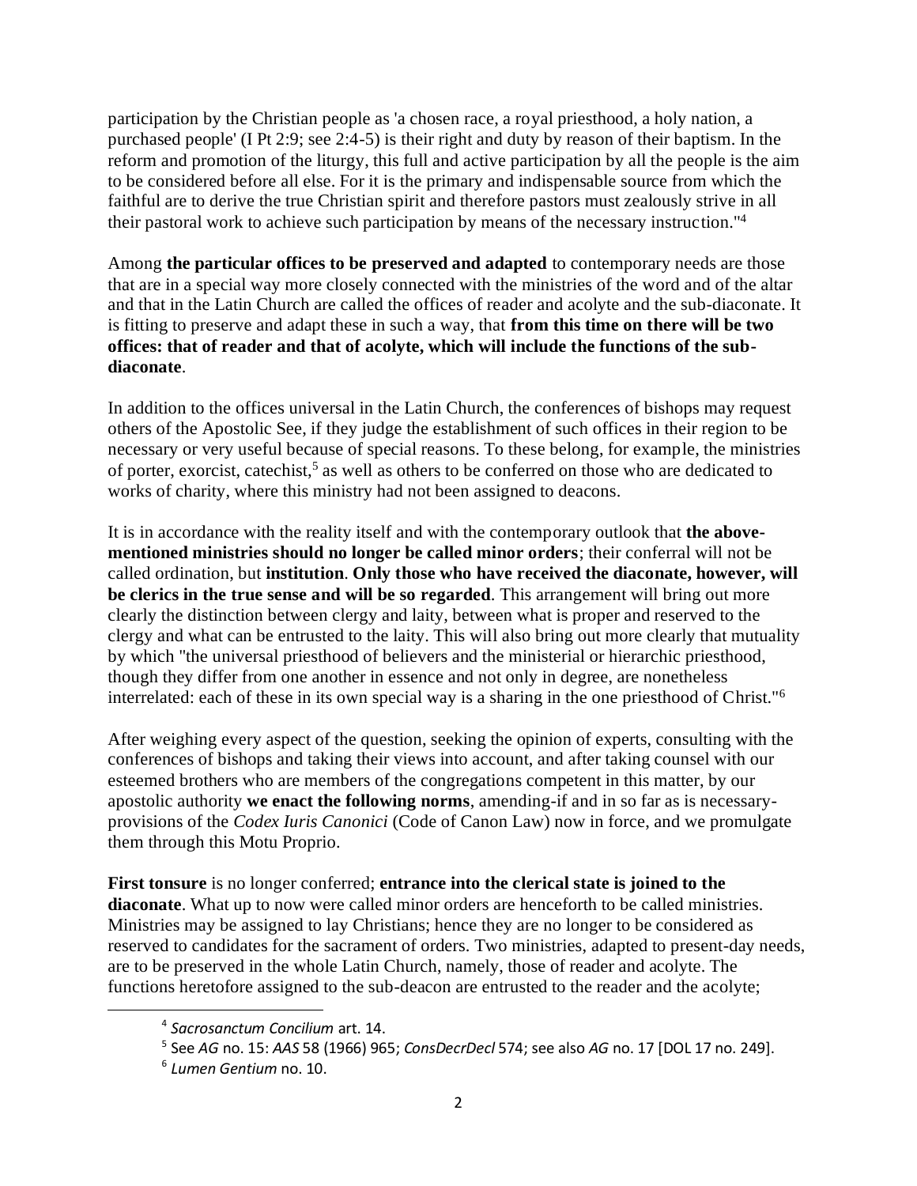participation by the Christian people as 'a chosen race, a royal priesthood, a holy nation, a purchased people' (I Pt 2:9; see 2:4-5) is their right and duty by reason of their baptism. In the reform and promotion of the liturgy, this full and active participation by all the people is the aim to be considered before all else. For it is the primary and indispensable source from which the faithful are to derive the true Christian spirit and therefore pastors must zealously strive in all their pastoral work to achieve such participation by means of the necessary instruction."[4]

Among **the particular offices to be preserved and adapted** to contemporary needs are those that are in a special way more closely connected with the ministries of the word and of the altar and that in the Latin Church are called the offices of reader and acolyte and the sub-diaconate. It is fitting to preserve and adapt these in such a way, that **from this time on there will be two offices: that of reader and that of acolyte, which will include the functions of the sub-diaconate**.

In addition to the offices universal in the Latin Church, the conferences of bishops may request others of the Apostolic See, if they judge the establishment of such offices in their region to be necessary or very useful because of special reasons. To these belong, for example, the ministries of porter, exorcist, catechist,[5] as well as others to be conferred on those who are dedicated to works of charity, where this ministry had not been assigned to deacons.

It is in accordance with the reality itself and with the contemporary outlook that **the above-mentioned ministries should no longer be called minor orders**; their conferral will not be called ordination, but **institution**. **Only those who have received the diaconate, however, will be clerics in the true sense and will be so regarded**. This arrangement will bring out more clearly the distinction between clergy and laity, between what is proper and reserved to the clergy and what can be entrusted to the laity. This will also bring out more clearly that mutuality by which "the universal priesthood of believers and the ministerial or hierarchic priesthood, though they differ from one another in essence and not only in degree, are nonetheless interrelated: each of these in its own special way is a sharing in the one priesthood of Christ."[6]

After weighing every aspect of the question, seeking the opinion of experts, consulting with the conferences of bishops and taking their views into account, and after taking counsel with our esteemed brothers who are members of the congregations competent in this matter, by our apostolic authority **we enact the following norms**, amending-if and in so far as is necessary-provisions of the *Codex Iuris Canonici* (Code of Canon Law) now in force, and we promulgate them through this Motu Proprio.

**First tonsure** is no longer conferred; **entrance into the clerical state is joined to the diaconate**. What up to now were called minor orders are henceforth to be called ministries. Ministries may be assigned to lay Christians; hence they are no longer to be considered as reserved to candidates for the sacrament of orders. Two ministries, adapted to present-day needs, are to be preserved in the whole Latin Church, namely, those of reader and acolyte. The functions heretofore assigned to the sub-deacon are entrusted to the reader and the acolyte;

---

[4] *Sacrosanctum Concilium* art. 14.

[5] See *AG* no. 15: *AAS* 58 (1966) 965; *ConsDecrDecl* 574; see also *AG* no. 17 [DOL 17 no. 249].

[6] *Lumen Gentium* no. 10.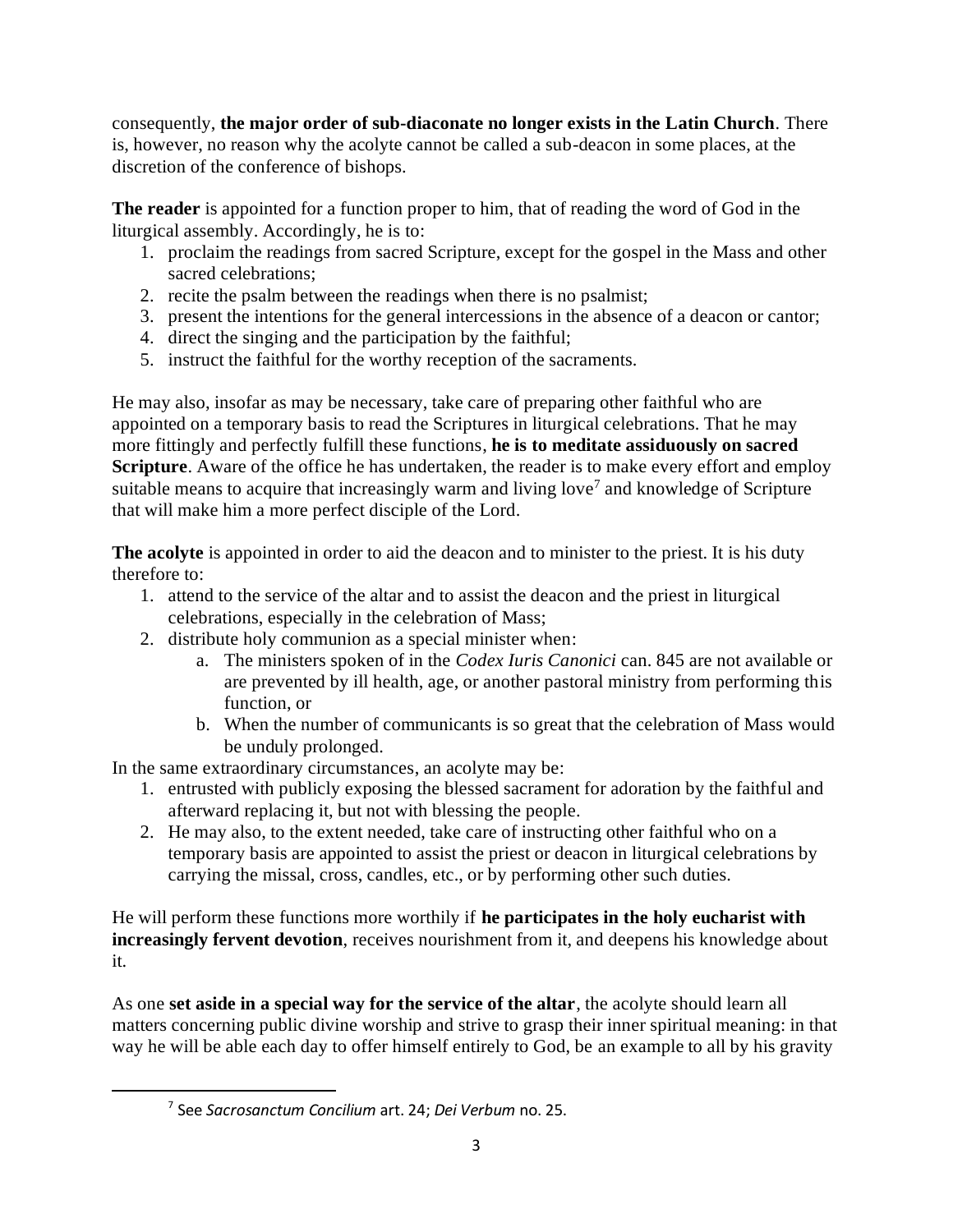consequently, **the major order of sub-diaconate no longer exists in the Latin Church**. There is, however, no reason why the acolyte cannot be called a sub-deacon in some places, at the discretion of the conference of bishops.

**The reader** is appointed for a function proper to him, that of reading the word of God in the liturgical assembly. Accordingly, he is to:

1. proclaim the readings from sacred Scripture, except for the gospel in the Mass and other sacred celebrations;
2. recite the psalm between the readings when there is no psalmist;
3. present the intentions for the general intercessions in the absence of a deacon or cantor;
4. direct the singing and the participation by the faithful;
5. instruct the faithful for the worthy reception of the sacraments.

He may also, insofar as may be necessary, take care of preparing other faithful who are appointed on a temporary basis to read the Scriptures in liturgical celebrations. That he may more fittingly and perfectly fulfill these functions, **he is to meditate assiduously on sacred Scripture**. Aware of the office he has undertaken, the reader is to make every effort and employ suitable means to acquire that increasingly warm and living love[7] and knowledge of Scripture that will make him a more perfect disciple of the Lord.

**The acolyte** is appointed in order to aid the deacon and to minister to the priest. It is his duty therefore to:

1. attend to the service of the altar and to assist the deacon and the priest in liturgical celebrations, especially in the celebration of Mass;
2. distribute holy communion as a special minister when:
   a. The ministers spoken of in the *Codex Iuris Canonici* can. 845 are not available or are prevented by ill health, age, or another pastoral ministry from performing this function, or
   b. When the number of communicants is so great that the celebration of Mass would be unduly prolonged.

In the same extraordinary circumstances, an acolyte may be:

1. entrusted with publicly exposing the blessed sacrament for adoration by the faithful and afterward replacing it, but not with blessing the people.
2. He may also, to the extent needed, take care of instructing other faithful who on a temporary basis are appointed to assist the priest or deacon in liturgical celebrations by carrying the missal, cross, candles, etc., or by performing other such duties.

He will perform these functions more worthily if **he participates in the holy eucharist with increasingly fervent devotion**, receives nourishment from it, and deepens his knowledge about it.

As one **set aside in a special way for the service of the altar**, the acolyte should learn all matters concerning public divine worship and strive to grasp their inner spiritual meaning: in that way he will be able each day to offer himself entirely to God, be an example to all by his gravity

[7] See *Sacrosanctum Concilium* art. 24; *Dei Verbum* no. 25.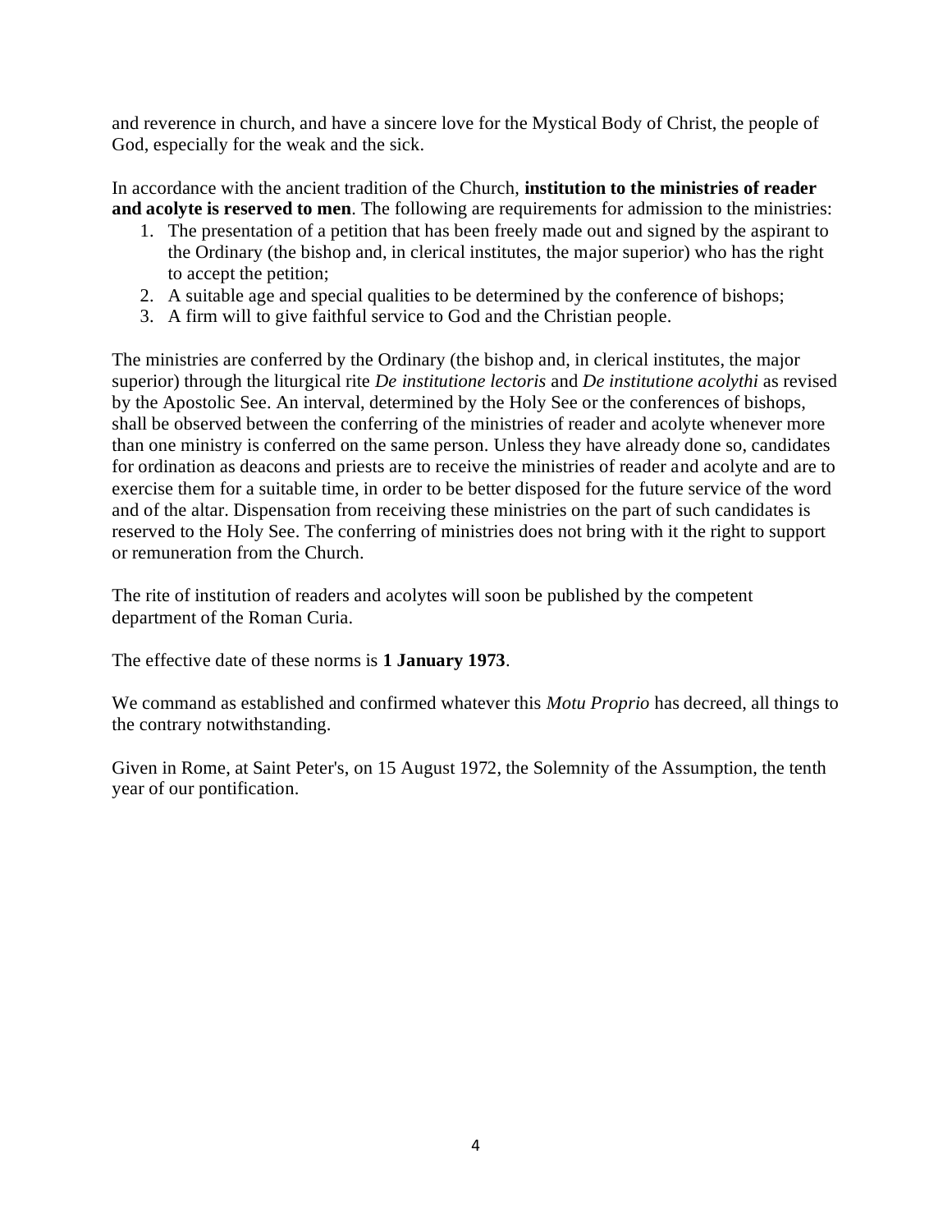and reverence in church, and have a sincere love for the Mystical Body of Christ, the people of God, especially for the weak and the sick.

In accordance with the ancient tradition of the Church, **institution to the ministries of reader and acolyte is reserved to men**. The following are requirements for admission to the ministries:

1. The presentation of a petition that has been freely made out and signed by the aspirant to the Ordinary (the bishop and, in clerical institutes, the major superior) who has the right to accept the petition;
2. A suitable age and special qualities to be determined by the conference of bishops;
3. A firm will to give faithful service to God and the Christian people.

The ministries are conferred by the Ordinary (the bishop and, in clerical institutes, the major superior) through the liturgical rite *De institutione lectoris* and *De institutione acolythi* as revised by the Apostolic See. An interval, determined by the Holy See or the conferences of bishops, shall be observed between the conferring of the ministries of reader and acolyte whenever more than one ministry is conferred on the same person. Unless they have already done so, candidates for ordination as deacons and priests are to receive the ministries of reader and acolyte and are to exercise them for a suitable time, in order to be better disposed for the future service of the word and of the altar. Dispensation from receiving these ministries on the part of such candidates is reserved to the Holy See. The conferring of ministries does not bring with it the right to support or remuneration from the Church.

The rite of institution of readers and acolytes will soon be published by the competent department of the Roman Curia.

The effective date of these norms is **1 January 1973**.

We command as established and confirmed whatever this *Motu Proprio* has decreed, all things to the contrary notwithstanding.

Given in Rome, at Saint Peter's, on 15 August 1972, the Solemnity of the Assumption, the tenth year of our pontification.